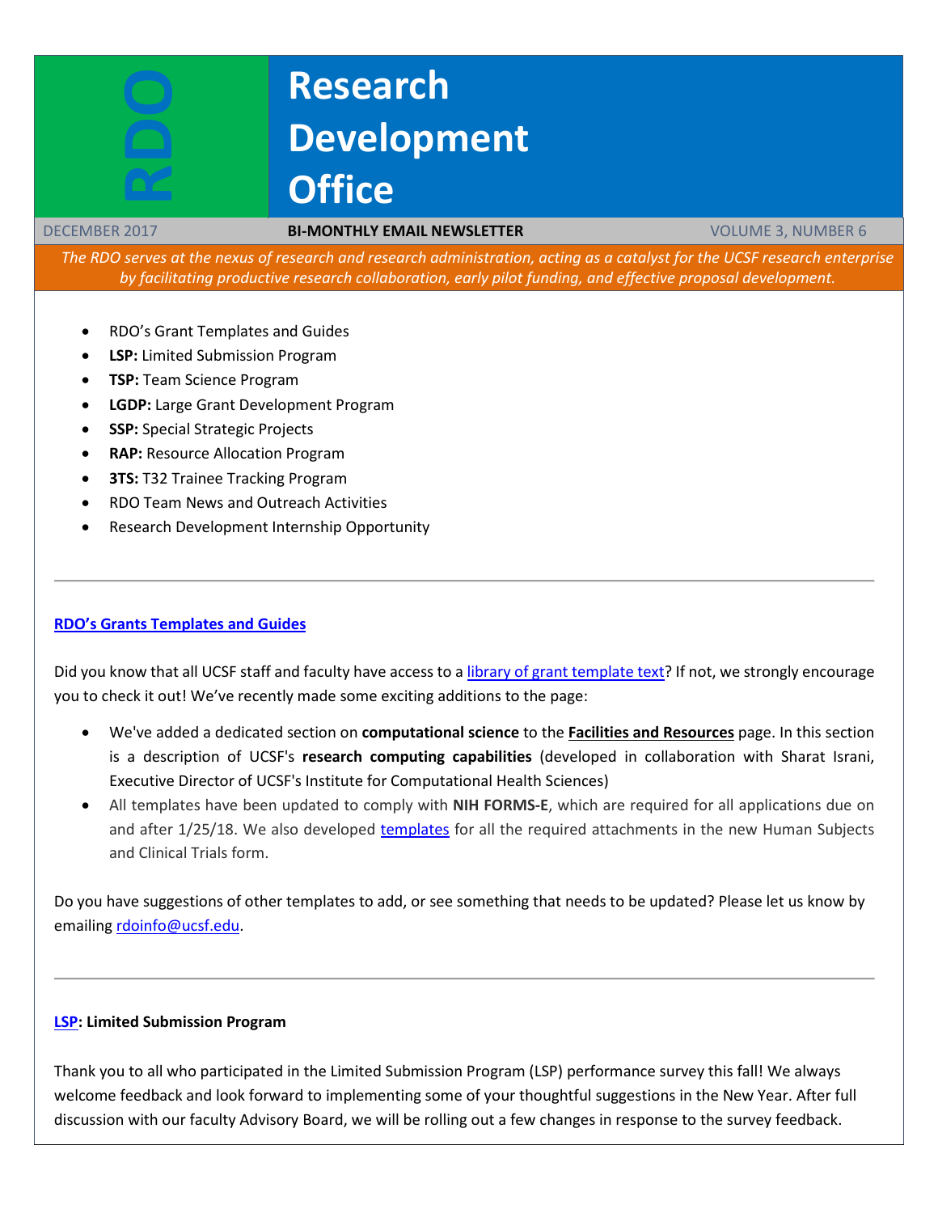# Research Development Office

RDO

DECEMBER 2017 | **BI-MONTHLY EMAIL NEWSLETTER** | VOLUME 3, NUMBER 6

*The RDO serves at the nexus of research and research administration, acting as a catalyst for the UCSF research enterprise by facilitating productive research collaboration, early pilot funding, and effective proposal development.*

- RDO's Grant Templates and Guides
- **LSP:** Limited Submission Program
- **TSP:** Team Science Program
- **LGDP:** Large Grant Development Program
- **SSP:** Special Strategic Projects
- **RAP:** Resource Allocation Program
- **3TS:** T32 Trainee Tracking Program
- RDO Team News and Outreach Activities
- Research Development Internship Opportunity

---

### RDO's Grants Templates and Guides

Did you know that all UCSF staff and faculty have access to a library of grant template text? If not, we strongly encourage you to check it out! We've recently made some exciting additions to the page:

- We've added a dedicated section on **computational science** to the **Facilities and Resources** page. In this section is a description of UCSF's **research computing capabilities** (developed in collaboration with Sharat Israni, Executive Director of UCSF's Institute for Computational Health Sciences)
- All templates have been updated to comply with **NIH FORMS-E**, which are required for all applications due on and after 1/25/18. We also developed templates for all the required attachments in the new Human Subjects and Clinical Trials form.

Do you have suggestions of other templates to add, or see something that needs to be updated? Please let us know by emailing rdoinfo@ucsf.edu.

---

### LSP: Limited Submission Program

Thank you to all who participated in the Limited Submission Program (LSP) performance survey this fall! We always welcome feedback and look forward to implementing some of your thoughtful suggestions in the New Year. After full discussion with our faculty Advisory Board, we will be rolling out a few changes in response to the survey feedback.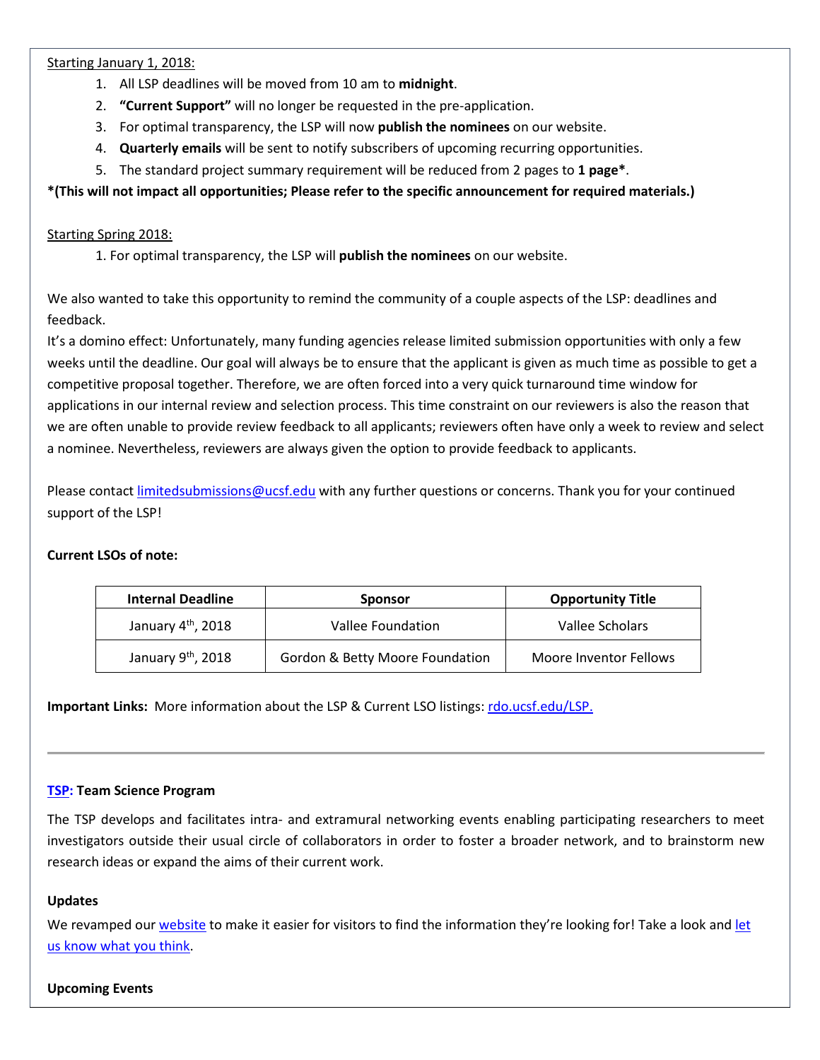Starting January 1, 2018:

1. All LSP deadlines will be moved from 10 am to **midnight**.
2. **"Current Support"** will no longer be requested in the pre-application.
3. For optimal transparency, the LSP will now **publish the nominees** on our website.
4. **Quarterly emails** will be sent to notify subscribers of upcoming recurring opportunities.
5. The standard project summary requirement will be reduced from 2 pages to **1 page***.

**\*(This will not impact all opportunities; Please refer to the specific announcement for required materials.)**

Starting Spring 2018:

1. For optimal transparency, the LSP will **publish the nominees** on our website.

We also wanted to take this opportunity to remind the community of a couple aspects of the LSP: deadlines and feedback.

It's a domino effect: Unfortunately, many funding agencies release limited submission opportunities with only a few weeks until the deadline. Our goal will always be to ensure that the applicant is given as much time as possible to get a competitive proposal together. Therefore, we are often forced into a very quick turnaround time window for applications in our internal review and selection process. This time constraint on our reviewers is also the reason that we are often unable to provide review feedback to all applicants; reviewers often have only a week to review and select a nominee. Nevertheless, reviewers are always given the option to provide feedback to applicants.

Please contact limitedsubmissions@ucsf.edu with any further questions or concerns. Thank you for your continued support of the LSP!

**Current LSOs of note:**

| Internal Deadline | Sponsor | Opportunity Title |
|---|---|---|
| January 4th, 2018 | Vallee Foundation | Vallee Scholars |
| January 9th, 2018 | Gordon & Betty Moore Foundation | Moore Inventor Fellows |

**Important Links:** More information about the LSP & Current LSO listings: rdo.ucsf.edu/LSP.

---

**TSP: Team Science Program**

The TSP develops and facilitates intra- and extramural networking events enabling participating researchers to meet investigators outside their usual circle of collaborators in order to foster a broader network, and to brainstorm new research ideas or expand the aims of their current work.

**Updates**

We revamped our website to make it easier for visitors to find the information they're looking for! Take a look and let us know what you think.

**Upcoming Events**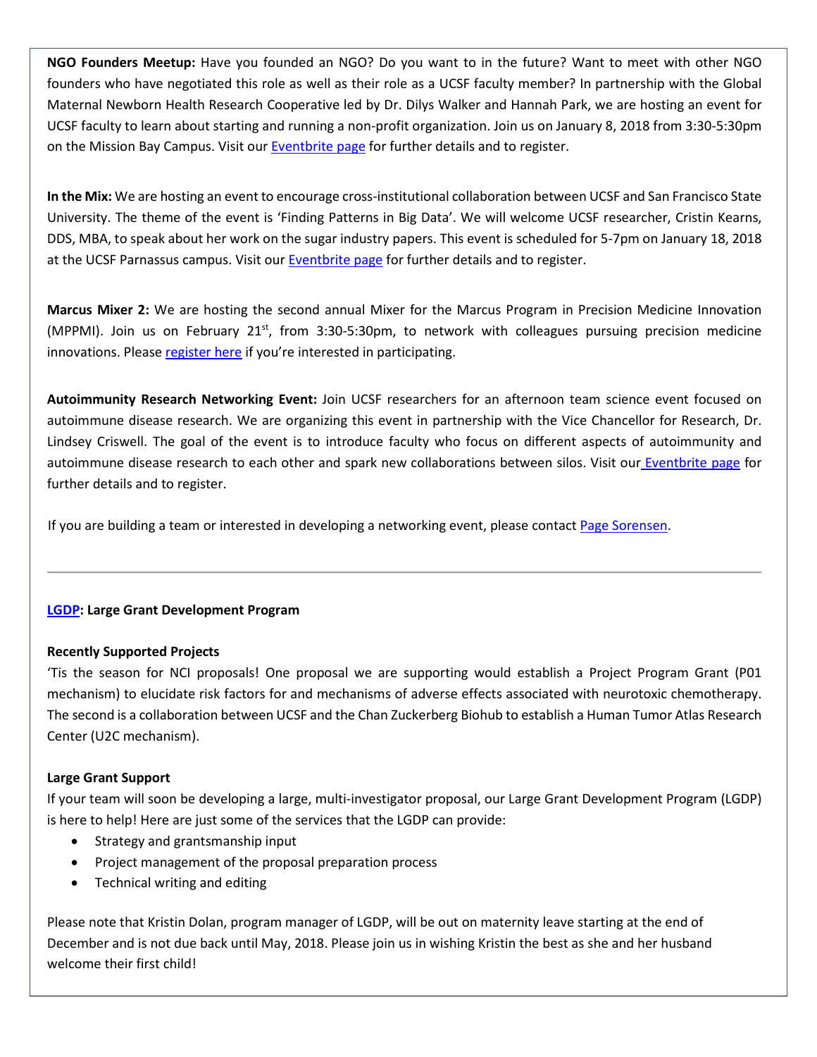**NGO Founders Meetup:** Have you founded an NGO? Do you want to in the future? Want to meet with other NGO founders who have negotiated this role as well as their role as a UCSF faculty member? In partnership with the Global Maternal Newborn Health Research Cooperative led by Dr. Dilys Walker and Hannah Park, we are hosting an event for UCSF faculty to learn about starting and running a non-profit organization. Join us on January 8, 2018 from 3:30-5:30pm on the Mission Bay Campus. Visit our Eventbrite page for further details and to register.

**In the Mix:** We are hosting an event to encourage cross-institutional collaboration between UCSF and San Francisco State University. The theme of the event is 'Finding Patterns in Big Data'. We will welcome UCSF researcher, Cristin Kearns, DDS, MBA, to speak about her work on the sugar industry papers. This event is scheduled for 5-7pm on January 18, 2018 at the UCSF Parnassus campus. Visit our Eventbrite page for further details and to register.

**Marcus Mixer 2:** We are hosting the second annual Mixer for the Marcus Program in Precision Medicine Innovation (MPPMI). Join us on February 21st, from 3:30-5:30pm, to network with colleagues pursuing precision medicine innovations. Please register here if you're interested in participating.

**Autoimmunity Research Networking Event:** Join UCSF researchers for an afternoon team science event focused on autoimmune disease research. We are organizing this event in partnership with the Vice Chancellor for Research, Dr. Lindsey Criswell. The goal of the event is to introduce faculty who focus on different aspects of autoimmunity and autoimmune disease research to each other and spark new collaborations between silos. Visit our Eventbrite page for further details and to register.

If you are building a team or interested in developing a networking event, please contact Page Sorensen.

---

**LGDP: Large Grant Development Program**

**Recently Supported Projects**

'Tis the season for NCI proposals! One proposal we are supporting would establish a Project Program Grant (P01 mechanism) to elucidate risk factors for and mechanisms of adverse effects associated with neurotoxic chemotherapy. The second is a collaboration between UCSF and the Chan Zuckerberg Biohub to establish a Human Tumor Atlas Research Center (U2C mechanism).

**Large Grant Support**

If your team will soon be developing a large, multi-investigator proposal, our Large Grant Development Program (LGDP) is here to help! Here are just some of the services that the LGDP can provide:

- Strategy and grantsmanship input
- Project management of the proposal preparation process
- Technical writing and editing

Please note that Kristin Dolan, program manager of LGDP, will be out on maternity leave starting at the end of December and is not due back until May, 2018. Please join us in wishing Kristin the best as she and her husband welcome their first child!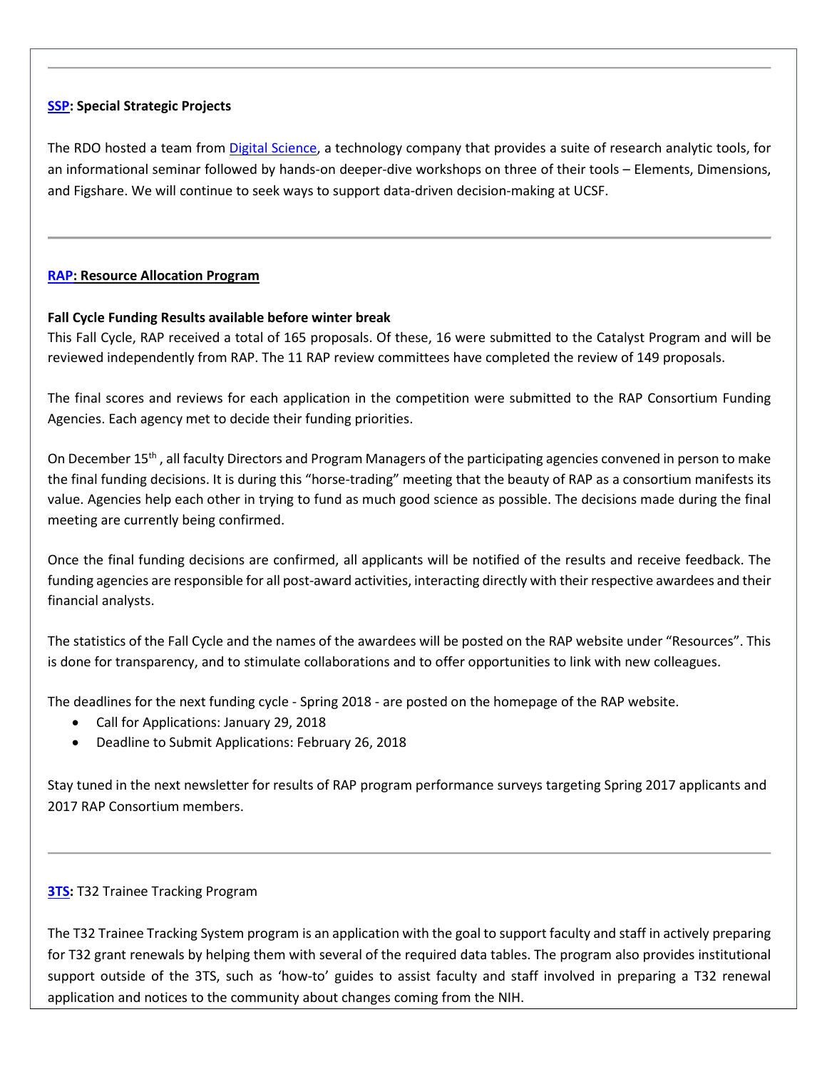---

**SSP: Special Strategic Projects**

The RDO hosted a team from Digital Science, a technology company that provides a suite of research analytic tools, for an informational seminar followed by hands-on deeper-dive workshops on three of their tools – Elements, Dimensions, and Figshare. We will continue to seek ways to support data-driven decision-making at UCSF.

---

**RAP: Resource Allocation Program**

**Fall Cycle Funding Results available before winter break**

This Fall Cycle, RAP received a total of 165 proposals. Of these, 16 were submitted to the Catalyst Program and will be reviewed independently from RAP. The 11 RAP review committees have completed the review of 149 proposals.

The final scores and reviews for each application in the competition were submitted to the RAP Consortium Funding Agencies. Each agency met to decide their funding priorities.

On December 15th , all faculty Directors and Program Managers of the participating agencies convened in person to make the final funding decisions. It is during this "horse-trading" meeting that the beauty of RAP as a consortium manifests its value. Agencies help each other in trying to fund as much good science as possible. The decisions made during the final meeting are currently being confirmed.

Once the final funding decisions are confirmed, all applicants will be notified of the results and receive feedback. The funding agencies are responsible for all post-award activities, interacting directly with their respective awardees and their financial analysts.

The statistics of the Fall Cycle and the names of the awardees will be posted on the RAP website under "Resources". This is done for transparency, and to stimulate collaborations and to offer opportunities to link with new colleagues.

The deadlines for the next funding cycle - Spring 2018 - are posted on the homepage of the RAP website.

- Call for Applications: January 29, 2018
- Deadline to Submit Applications: February 26, 2018

Stay tuned in the next newsletter for results of RAP program performance surveys targeting Spring 2017 applicants and 2017 RAP Consortium members.

---

**3TS:** T32 Trainee Tracking Program

The T32 Trainee Tracking System program is an application with the goal to support faculty and staff in actively preparing for T32 grant renewals by helping them with several of the required data tables. The program also provides institutional support outside of the 3TS, such as 'how-to' guides to assist faculty and staff involved in preparing a T32 renewal application and notices to the community about changes coming from the NIH.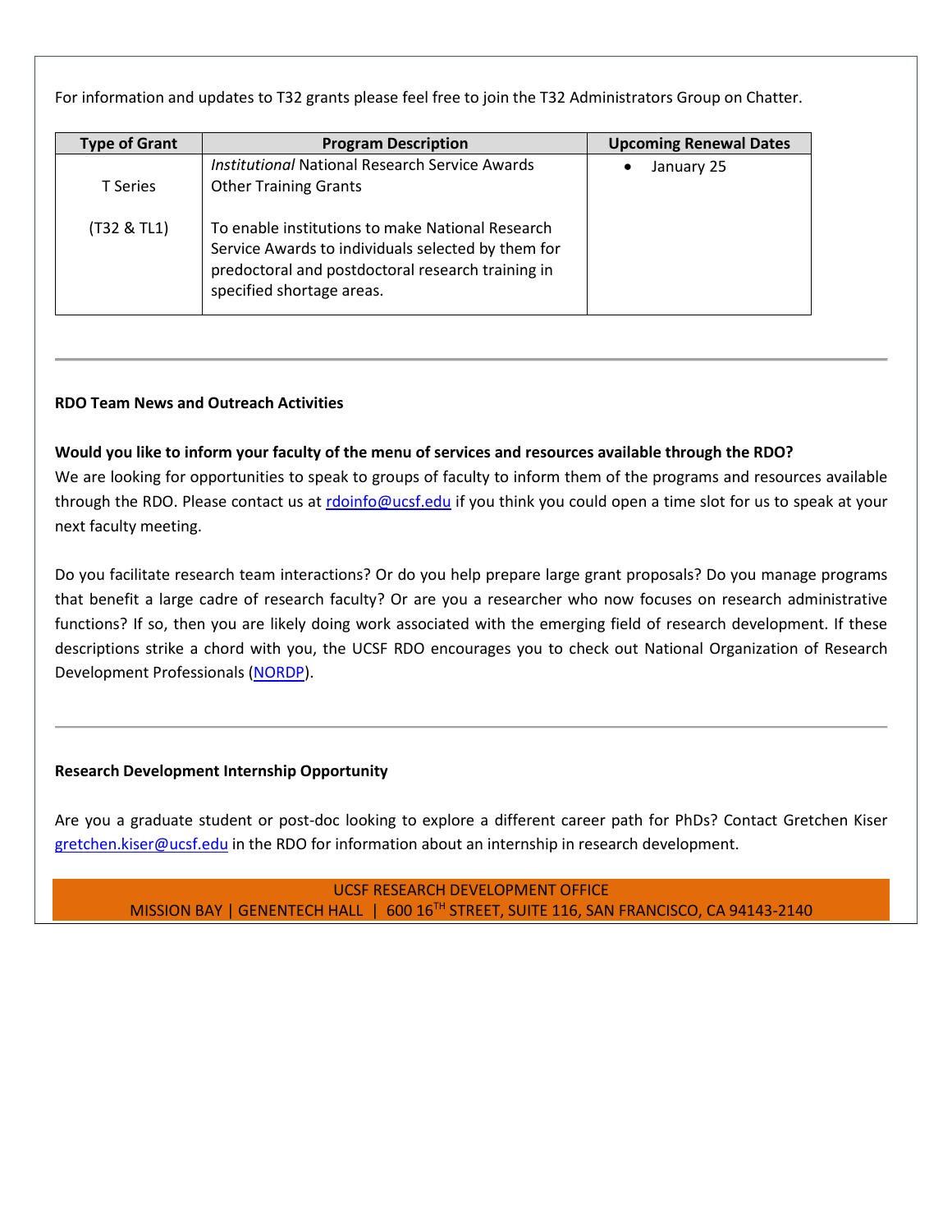For information and updates to T32 grants please feel free to join the T32 Administrators Group on Chatter.

| Type of Grant | Program Description | Upcoming Renewal Dates |
| --- | --- | --- |
| T Series<br><br>(T32 & TL1) | *Institutional* National Research Service Awards Other Training Grants<br><br>To enable institutions to make National Research Service Awards to individuals selected by them for predoctoral and postdoctoral research training in specified shortage areas. | • January 25 |

---

**RDO Team News and Outreach Activities**

**Would you like to inform your faculty of the menu of services and resources available through the RDO?**
We are looking for opportunities to speak to groups of faculty to inform them of the programs and resources available through the RDO. Please contact us at rdoinfo@ucsf.edu if you think you could open a time slot for us to speak at your next faculty meeting.

Do you facilitate research team interactions? Or do you help prepare large grant proposals? Do you manage programs that benefit a large cadre of research faculty? Or are you a researcher who now focuses on research administrative functions? If so, then you are likely doing work associated with the emerging field of research development. If these descriptions strike a chord with you, the UCSF RDO encourages you to check out National Organization of Research Development Professionals (NORDP).

---

**Research Development Internship Opportunity**

Are you a graduate student or post-doc looking to explore a different career path for PhDs? Contact Gretchen Kiser gretchen.kiser@ucsf.edu in the RDO for information about an internship in research development.

UCSF RESEARCH DEVELOPMENT OFFICE
MISSION BAY | GENENTECH HALL | 600 16TH STREET, SUITE 116, SAN FRANCISCO, CA 94143-2140